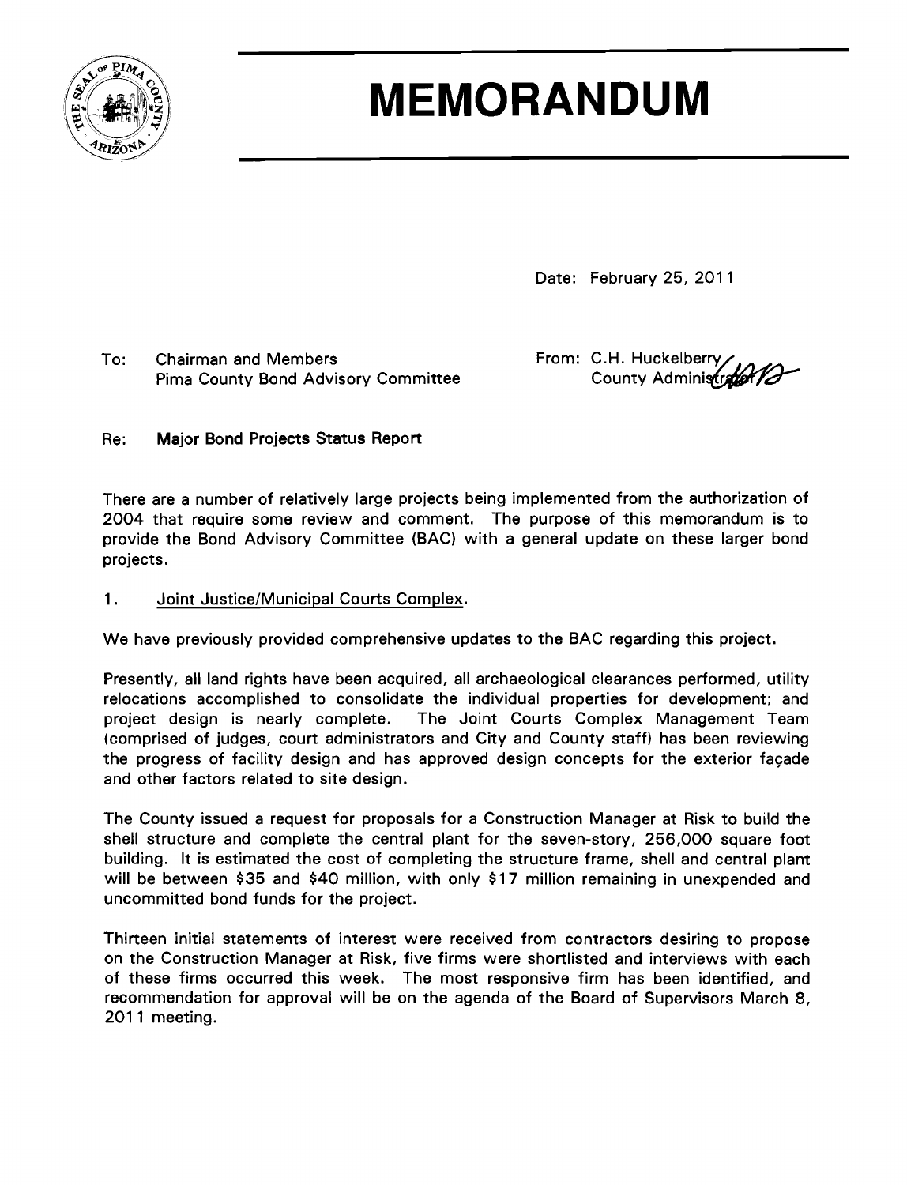# MEMORANDUM

Date: February 25, 2011

To: Chairman and Members
Pima County Bond Advisory Committee

From: C.H. Huckelberry
County Administrator

Re: **Major Bond Projects Status Report**

There are a number of relatively large projects being implemented from the authorization of 2004 that require some review and comment. The purpose of this memorandum is to provide the Bond Advisory Committee (BAC) with a general update on these larger bond projects.

1. Joint Justice/Municipal Courts Complex.

We have previously provided comprehensive updates to the BAC regarding this project.

Presently, all land rights have been acquired, all archaeological clearances performed, utility relocations accomplished to consolidate the individual properties for development; and project design is nearly complete. The Joint Courts Complex Management Team (comprised of judges, court administrators and City and County staff) has been reviewing the progress of facility design and has approved design concepts for the exterior façade and other factors related to site design.

The County issued a request for proposals for a Construction Manager at Risk to build the shell structure and complete the central plant for the seven-story, 256,000 square foot building. It is estimated the cost of completing the structure frame, shell and central plant will be between $35 and $40 million, with only $17 million remaining in unexpended and uncommitted bond funds for the project.

Thirteen initial statements of interest were received from contractors desiring to propose on the Construction Manager at Risk, five firms were shortlisted and interviews with each of these firms occurred this week. The most responsive firm has been identified, and recommendation for approval will be on the agenda of the Board of Supervisors March 8, 2011 meeting.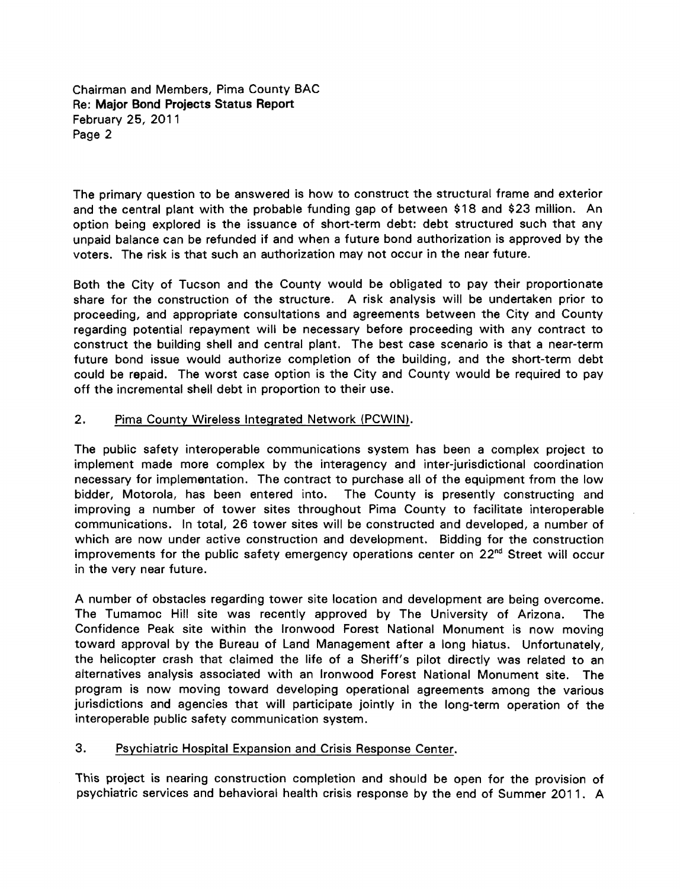The primary question to be answered is how to construct the structural frame and exterior and the central plant with the probable funding gap of between $18 and $23 million. An option being explored is the issuance of short-term debt: debt structured such that any unpaid balance can be refunded if and when a future bond authorization is approved by the voters. The risk is that such an authorization may not occur in the near future.

Both the City of Tucson and the County would be obligated to pay their proportionate share for the construction of the structure. A risk analysis will be undertaken prior to proceeding, and appropriate consultations and agreements between the City and County regarding potential repayment will be necessary before proceeding with any contract to construct the building shell and central plant. The best case scenario is that a near-term future bond issue would authorize completion of the building, and the short-term debt could be repaid. The worst case option is the City and County would be required to pay off the incremental shell debt in proportion to their use.

2. Pima County Wireless Integrated Network (PCWIN).

The public safety interoperable communications system has been a complex project to implement made more complex by the interagency and inter-jurisdictional coordination necessary for implementation. The contract to purchase all of the equipment from the low bidder, Motorola, has been entered into. The County is presently constructing and improving a number of tower sites throughout Pima County to facilitate interoperable communications. In total, 26 tower sites will be constructed and developed, a number of which are now under active construction and development. Bidding for the construction improvements for the public safety emergency operations center on 22nd Street will occur in the very near future.

A number of obstacles regarding tower site location and development are being overcome. The Tumamoc Hill site was recently approved by The University of Arizona. The Confidence Peak site within the Ironwood Forest National Monument is now moving toward approval by the Bureau of Land Management after a long hiatus. Unfortunately, the helicopter crash that claimed the life of a Sheriff's pilot directly was related to an alternatives analysis associated with an Ironwood Forest National Monument site. The program is now moving toward developing operational agreements among the various jurisdictions and agencies that will participate jointly in the long-term operation of the interoperable public safety communication system.

3. Psychiatric Hospital Expansion and Crisis Response Center.

This project is nearing construction completion and should be open for the provision of psychiatric services and behavioral health crisis response by the end of Summer 2011. A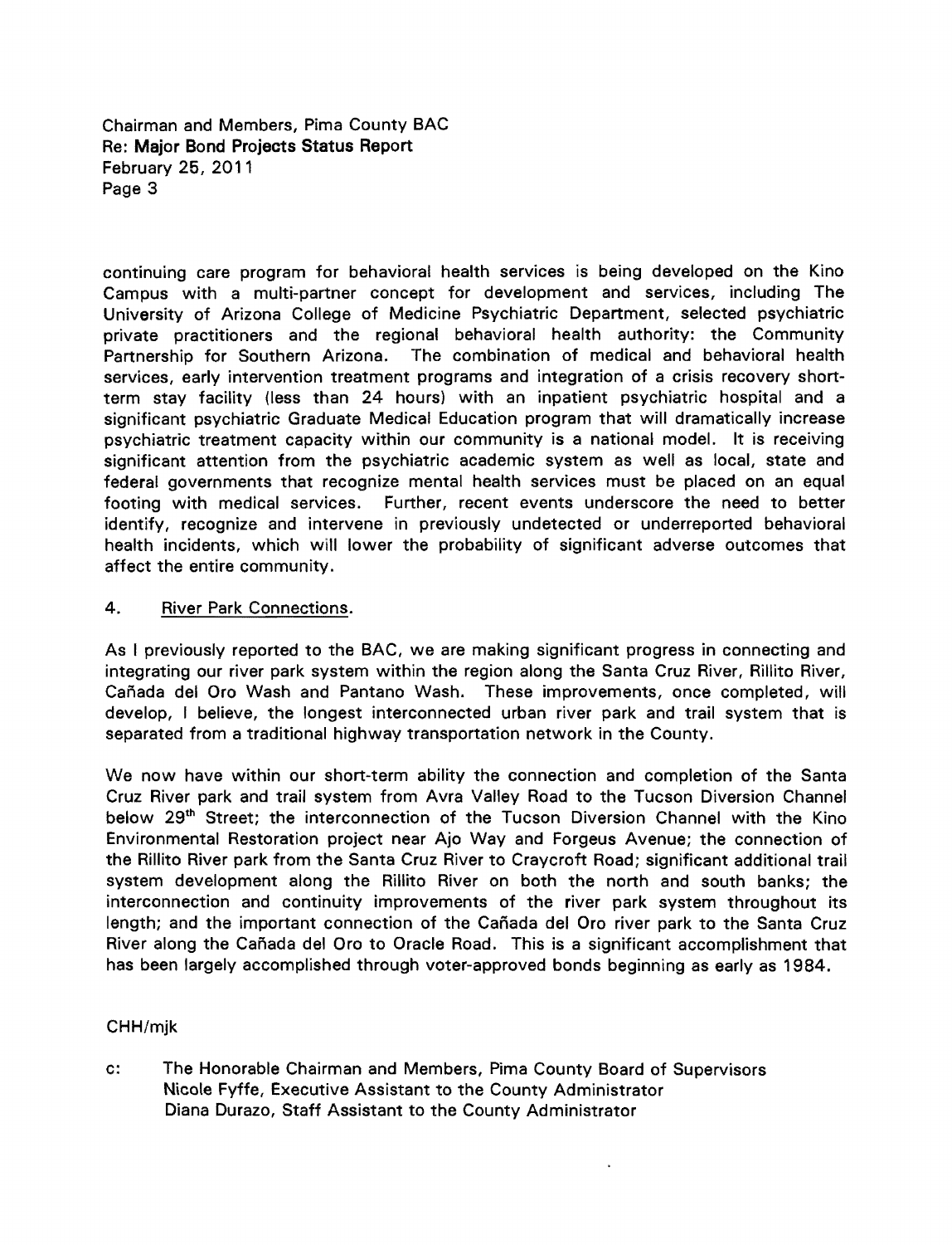continuing care program for behavioral health services is being developed on the Kino Campus with a multi-partner concept for development and services, including The University of Arizona College of Medicine Psychiatric Department, selected psychiatric private practitioners and the regional behavioral health authority: the Community Partnership for Southern Arizona. The combination of medical and behavioral health services, early intervention treatment programs and integration of a crisis recovery short-term stay facility (less than 24 hours) with an inpatient psychiatric hospital and a significant psychiatric Graduate Medical Education program that will dramatically increase psychiatric treatment capacity within our community is a national model. It is receiving significant attention from the psychiatric academic system as well as local, state and federal governments that recognize mental health services must be placed on an equal footing with medical services. Further, recent events underscore the need to better identify, recognize and intervene in previously undetected or underreported behavioral health incidents, which will lower the probability of significant adverse outcomes that affect the entire community.

4. River Park Connections.

As I previously reported to the BAC, we are making significant progress in connecting and integrating our river park system within the region along the Santa Cruz River, Rillito River, Cañada del Oro Wash and Pantano Wash. These improvements, once completed, will develop, I believe, the longest interconnected urban river park and trail system that is separated from a traditional highway transportation network in the County.

We now have within our short-term ability the connection and completion of the Santa Cruz River park and trail system from Avra Valley Road to the Tucson Diversion Channel below 29th Street; the interconnection of the Tucson Diversion Channel with the Kino Environmental Restoration project near Ajo Way and Forgeus Avenue; the connection of the Rillito River park from the Santa Cruz River to Craycroft Road; significant additional trail system development along the Rillito River on both the north and south banks; the interconnection and continuity improvements of the river park system throughout its length; and the important connection of the Cañada del Oro river park to the Santa Cruz River along the Cañada del Oro to Oracle Road. This is a significant accomplishment that has been largely accomplished through voter-approved bonds beginning as early as 1984.

CHH/mjk

c: The Honorable Chairman and Members, Pima County Board of Supervisors
Nicole Fyffe, Executive Assistant to the County Administrator
Diana Durazo, Staff Assistant to the County Administrator